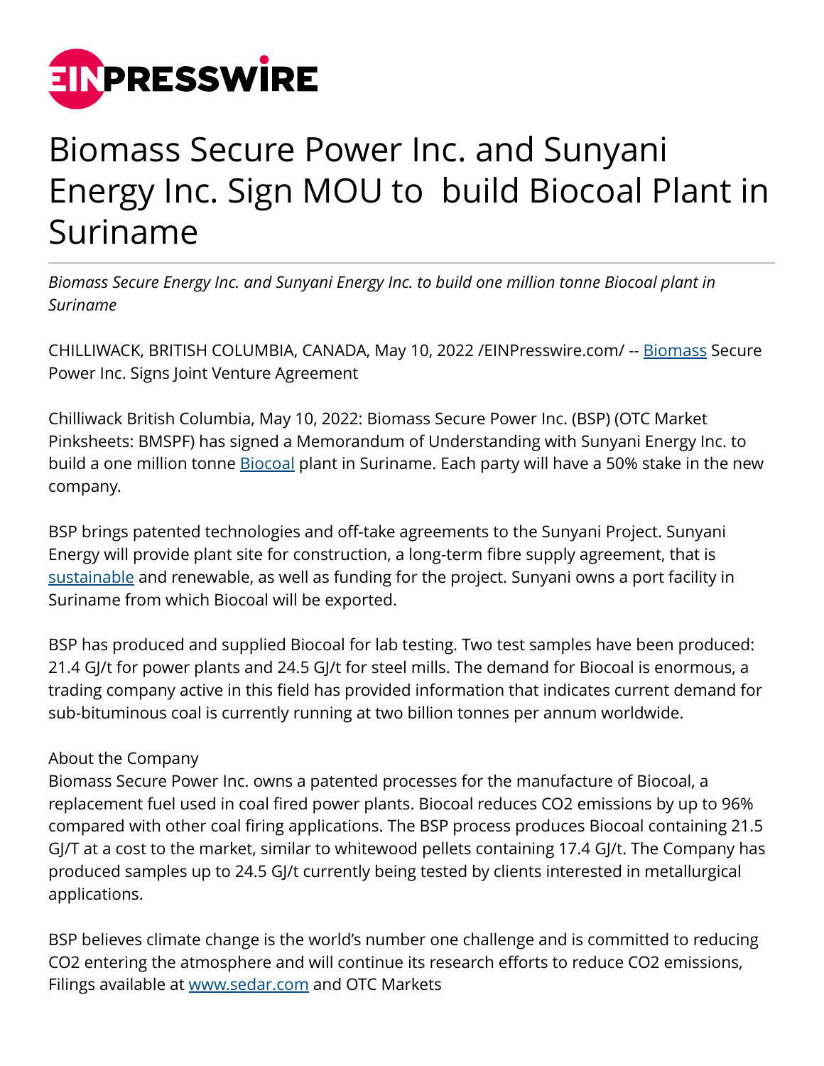# Biomass Secure Power Inc. and Sunyani Energy Inc. Sign MOU to build Biocoal Plant in Suriname

*Biomass Secure Energy Inc. and Sunyani Energy Inc. to build one million tonne Biocoal plant in Suriname*

CHILLIWACK, BRITISH COLUMBIA, CANADA, May 10, 2022 /EINPresswire.com/ -- Biomass Secure Power Inc. Signs Joint Venture Agreement

Chilliwack British Columbia, May 10, 2022: Biomass Secure Power Inc. (BSP) (OTC Market Pinksheets: BMSPF) has signed a Memorandum of Understanding with Sunyani Energy Inc. to build a one million tonne Biocoal plant in Suriname. Each party will have a 50% stake in the new company.

BSP brings patented technologies and off-take agreements to the Sunyani Project. Sunyani Energy will provide plant site for construction, a long-term fibre supply agreement, that is sustainable and renewable, as well as funding for the project. Sunyani owns a port facility in Suriname from which Biocoal will be exported.

BSP has produced and supplied Biocoal for lab testing. Two test samples have been produced: 21.4 GJ/t for power plants and 24.5 GJ/t for steel mills. The demand for Biocoal is enormous, a trading company active in this field has provided information that indicates current demand for sub-bituminous coal is currently running at two billion tonnes per annum worldwide.

About the Company
Biomass Secure Power Inc. owns a patented processes for the manufacture of Biocoal, a replacement fuel used in coal fired power plants. Biocoal reduces $CO_2$ emissions by up to 96% compared with other coal firing applications. The BSP process produces Biocoal containing 21.5 GJ/T at a cost to the market, similar to whitewood pellets containing 17.4 GJ/t. The Company has produced samples up to 24.5 GJ/t currently being tested by clients interested in metallurgical applications.

BSP believes climate change is the world's number one challenge and is committed to reducing $CO_2$ entering the atmosphere and will continue its research efforts to reduce $CO_2$ emissions, Filings available at www.sedar.com and OTC Markets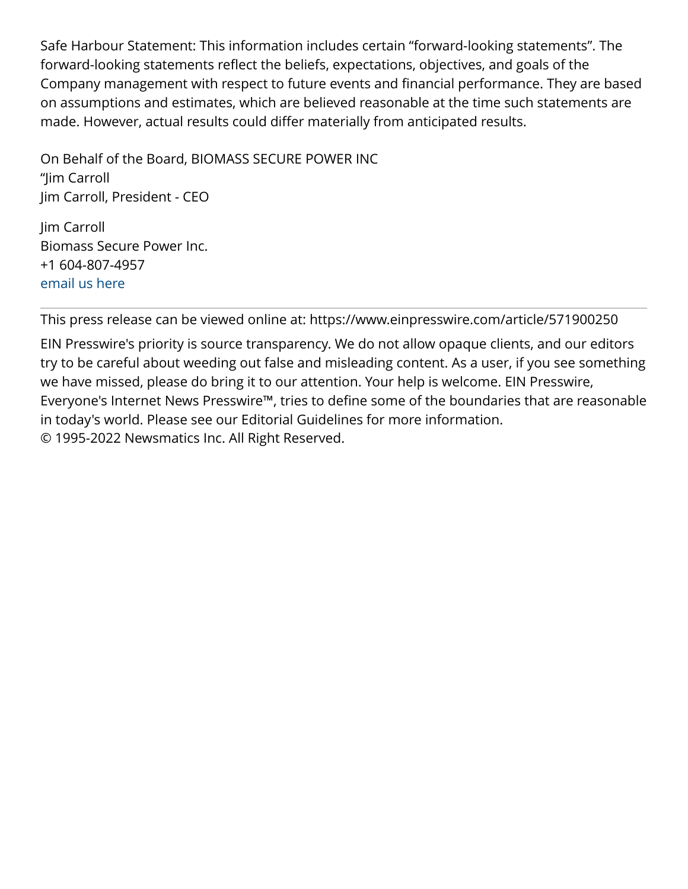Safe Harbour Statement: This information includes certain “forward-looking statements”. The forward-looking statements reflect the beliefs, expectations, objectives, and goals of the Company management with respect to future events and financial performance. They are based on assumptions and estimates, which are believed reasonable at the time such statements are made. However, actual results could differ materially from anticipated results.

On Behalf of the Board, BIOMASS SECURE POWER INC
“Jim Carroll
Jim Carroll, President - CEO

Jim Carroll
Biomass Secure Power Inc.
+1 604-807-4957
email us here

---

This press release can be viewed online at: https://www.einpresswire.com/article/571900250

EIN Presswire's priority is source transparency. We do not allow opaque clients, and our editors try to be careful about weeding out false and misleading content. As a user, if you see something we have missed, please do bring it to our attention. Your help is welcome. EIN Presswire, Everyone's Internet News Presswire™, tries to define some of the boundaries that are reasonable in today's world. Please see our Editorial Guidelines for more information.
© 1995-2022 Newsmatics Inc. All Right Reserved.